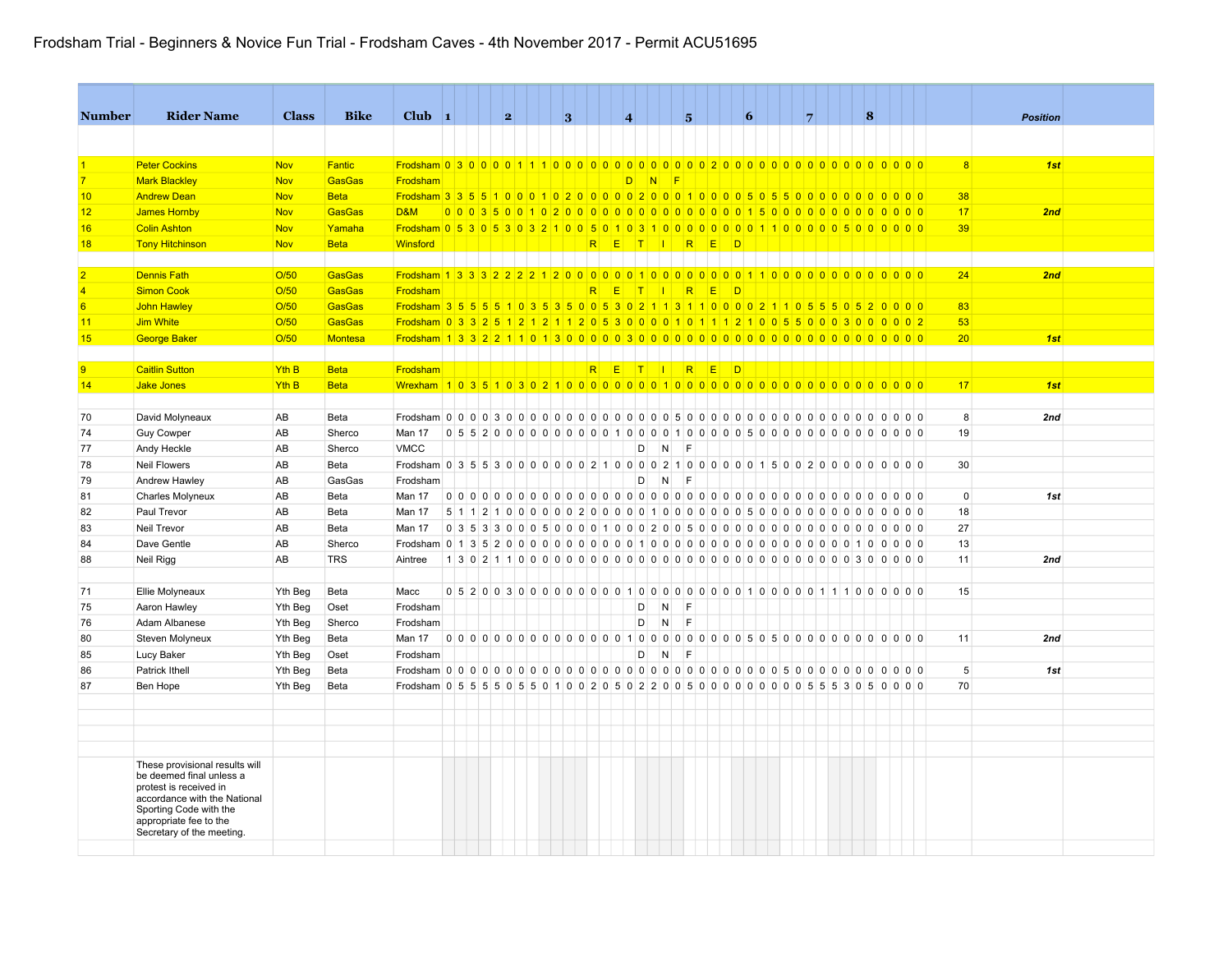# Frodsham Trial - Beginners & Novice Fun Trial - Frodsham Caves - 4th November 2017 - Permit ACU51695

| Number | Rider Name | Class | Bike | Club | 1 | | | | | 2 | | | | | 3 | | | | | 4 | | | | | 5 | | | | | 6 | | | | | 7 | | | | | 8 | | | | | | Position |
|---|---|---|---|---|---|---|---|---|---|---|---|---|---|---|---|---|---|---|---|---|---|---|---|---|---|---|---|---|---|---|---|---|---|---|---|---|---|---|---|---|---|---|---|---|---|---|
| 1 | Peter Cockins | Nov | Fantic | Frodsham | 0 | 3 | 0 | 0 | 0 | 0 | 1 | 1 | 1 | 0 | 0 | 0 | 0 | 0 | 0 | 0 | 0 | 0 | 0 | 0 | 0 | 0 | 0 | 2 | 0 | 0 | 0 | 0 | 0 | 0 | 0 | 0 | 0 | 0 | 0 | 0 | 0 | 0 | 0 | 0 | 8 | *1st* |
| 7 | Mark Blackley | Nov | GasGas | Frodsham | | | | | | | | | | | | | | | | D | | N | | F | | | | | | | | | | | | | | | | | | | | | | |
| 10 | Andrew Dean | Nov | Beta | Frodsham | 3 | 3 | 5 | 5 | 1 | 0 | 0 | 0 | 1 | 0 | 2 | 0 | 0 | 0 | 0 | 0 | 2 | 0 | 0 | 0 | 1 | 0 | 0 | 0 | 0 | 5 | 0 | 5 | 5 | 0 | 0 | 0 | 0 | 0 | 0 | 0 | 0 | 0 | 0 | 0 | 38 | |
| 12 | James Hornby | Nov | GasGas | D&M | 0 | 0 | 0 | 3 | 5 | 0 | 0 | 1 | 0 | 2 | 0 | 0 | 0 | 0 | 0 | 0 | 0 | 0 | 0 | 0 | 0 | 0 | 0 | 0 | 0 | 0 | 1 | 5 | 0 | 0 | 0 | 0 | 0 | 0 | 0 | 0 | 0 | 0 | 0 | 0 | 17 | *2nd* |
| 16 | Colin Ashton | Nov | Yamaha | Frodsham | 0 | 5 | 3 | 0 | 5 | 3 | 0 | 3 | 2 | 1 | 0 | 0 | 5 | 0 | 1 | 0 | 3 | 1 | 0 | 0 | 0 | 0 | 0 | 0 | 0 | 0 | 1 | 1 | 0 | 0 | 0 | 0 | 0 | 5 | 0 | 0 | 0 | 0 | 0 | 0 | 39 | |
| 18 | Tony Hitchinson | Nov | Beta | Winsford | | | | | | | | | | | | | R | | E | | T | | I | | R | | E | | D | | | | | | | | | | | | | | | | | |
| 2 | Dennis Fath | O/50 | GasGas | Frodsham | 1 | 3 | 3 | 3 | 2 | 2 | 2 | 2 | 1 | 2 | 0 | 0 | 0 | 0 | 0 | 0 | 1 | 0 | 0 | 0 | 0 | 0 | 0 | 0 | 0 | 1 | 1 | 0 | 0 | 0 | 0 | 0 | 0 | 0 | 0 | 0 | 0 | 0 | 0 | 0 | 24 | *2nd* |
| 4 | Simon Cook | O/50 | GasGas | Frodsham | | | | | | | | | | | | | R | | E | | T | | I | | R | | E | | D | | | | | | | | | | | | | | | | | |
| 6 | John Hawley | O/50 | GasGas | Frodsham | 3 | 5 | 5 | 5 | 5 | 1 | 0 | 3 | 5 | 3 | 5 | 0 | 0 | 5 | 3 | 0 | 2 | 1 | 1 | 3 | 1 | 1 | 0 | 0 | 0 | 0 | 2 | 1 | 1 | 0 | 5 | 5 | 5 | 0 | 5 | 2 | 0 | 0 | 0 | 0 | 83 | |
| 11 | Jim White | O/50 | GasGas | Frodsham | 0 | 3 | 3 | 2 | 5 | 1 | 2 | 1 | 2 | 1 | 1 | 2 | 0 | 5 | 3 | 0 | 0 | 0 | 0 | 1 | 0 | 1 | 1 | 1 | 2 | 1 | 0 | 0 | 5 | 5 | 0 | 0 | 0 | 3 | 0 | 0 | 0 | 0 | 0 | 2 | 53 | |
| 15 | George Baker | O/50 | Montesa | Frodsham | 1 | 3 | 3 | 2 | 2 | 1 | 1 | 0 | 1 | 3 | 0 | 0 | 0 | 0 | 0 | 3 | 0 | 0 | 0 | 0 | 0 | 0 | 0 | 0 | 0 | 0 | 0 | 0 | 0 | 0 | 0 | 0 | 0 | 0 | 0 | 0 | 0 | 0 | 0 | 0 | 20 | *1st* |
| 9 | Caitlin Sutton | Yth B | Beta | Frodsham | | | | | | | | | | | | | R | | E | | T | | I | | R | | E | | D | | | | | | | | | | | | | | | | | |
| 14 | Jake Jones | Yth B | Beta | Wrexham | 1 | 0 | 3 | 5 | 1 | 0 | 3 | 0 | 2 | 1 | 0 | 0 | 0 | 0 | 0 | 0 | 0 | 0 | 1 | 0 | 0 | 0 | 0 | 0 | 0 | 0 | 0 | 0 | 0 | 0 | 0 | 0 | 0 | 0 | 0 | 0 | 0 | 0 | 0 | 0 | 17 | *1st* |
| 70 | David Molyneaux | AB | Beta | Frodsham | 0 | 0 | 0 | 0 | 3 | 0 | 0 | 0 | 0 | 0 | 0 | 0 | 0 | 0 | 0 | 0 | 0 | 0 | 0 | 0 | 5 | 0 | 0 | 0 | 0 | 0 | 0 | 0 | 0 | 0 | 0 | 0 | 0 | 0 | 0 | 0 | 0 | 0 | 0 | 0 | 8 | *2nd* |
| 74 | Guy Cowper | AB | Sherco | Man 17 | 0 | 5 | 5 | 2 | 0 | 0 | 0 | 0 | 0 | 0 | 0 | 0 | 0 | 0 | 0 | 1 | 0 | 0 | 0 | 0 | 1 | 0 | 0 | 0 | 0 | 5 | 0 | 0 | 0 | 0 | 0 | 0 | 0 | 0 | 0 | 0 | 0 | 0 | 0 | 0 | 19 | |
| 77 | Andy Heckle | AB | Sherco | VMCC | | | | | | | | | | | | | | | | | D | | N | | F | | | | | | | | | | | | | | | | | | | | | |
| 78 | Neil Flowers | AB | Beta | Frodsham | 0 | 3 | 5 | 5 | 3 | 0 | 0 | 0 | 0 | 0 | 0 | 0 | 2 | 1 | 0 | 0 | 0 | 0 | 0 | 2 | 1 | 0 | 0 | 0 | 0 | 0 | 1 | 5 | 0 | 0 | 2 | 0 | 0 | 0 | 0 | 0 | 0 | 0 | 0 | 0 | 30 | |
| 79 | Andrew Hawley | AB | GasGas | Frodsham | | | | | | | | | | | | | | | | | D | | N | | F | | | | | | | | | | | | | | | | | | | | | |
| 81 | Charles Molyneux | AB | Beta | Man 17 | 0 | 0 | 0 | 0 | 0 | 0 | 0 | 0 | 0 | 0 | 0 | 0 | 0 | 0 | 0 | 0 | 0 | 0 | 0 | 0 | 0 | 0 | 0 | 0 | 0 | 0 | 0 | 0 | 0 | 0 | 0 | 0 | 0 | 0 | 0 | 0 | 0 | 0 | 0 | 0 | 0 | *1st* |
| 82 | Paul Trevor | AB | Beta | Man 17 | 5 | 1 | 1 | 2 | 1 | 0 | 0 | 0 | 0 | 0 | 0 | 2 | 0 | 0 | 0 | 0 | 0 | 1 | 0 | 0 | 0 | 0 | 0 | 0 | 0 | 5 | 0 | 0 | 0 | 0 | 0 | 0 | 0 | 0 | 0 | 0 | 0 | 0 | 0 | 0 | 18 | |
| 83 | Neil Trevor | AB | Beta | Man 17 | 0 | 3 | 5 | 3 | 3 | 0 | 0 | 0 | 5 | 0 | 0 | 0 | 0 | 1 | 0 | 0 | 0 | 2 | 0 | 0 | 5 | 0 | 0 | 0 | 0 | 0 | 0 | 0 | 0 | 0 | 0 | 0 | 0 | 0 | 0 | 0 | 0 | 0 | 0 | 0 | 27 | |
| 84 | Dave Gentle | AB | Sherco | Frodsham | 0 | 1 | 3 | 5 | 2 | 0 | 0 | 0 | 0 | 0 | 0 | 0 | 0 | 0 | 0 | 1 | 0 | 0 | 0 | 0 | 0 | 0 | 0 | 0 | 0 | 0 | 0 | 0 | 0 | 0 | 0 | 0 | 0 | 0 | 0 | 0 | 1 | 0 | 0 | 0 | 13 | |
| 88 | Neil Rigg | AB | TRS | Aintree | 1 | 3 | 0 | 2 | 1 | 1 | 0 | 0 | 0 | 0 | 0 | 0 | 0 | 0 | 0 | 0 | 0 | 0 | 0 | 0 | 0 | 0 | 0 | 0 | 0 | 0 | 0 | 0 | 0 | 0 | 0 | 0 | 0 | 0 | 0 | 3 | 0 | 0 | 0 | 0 | 11 | *2nd* |
| 71 | Ellie Molyneaux | Yth Beg | Beta | Macc | 0 | 5 | 2 | 0 | 0 | 3 | 0 | 0 | 0 | 0 | 0 | 0 | 0 | 0 | 0 | 1 | 0 | 0 | 0 | 0 | 0 | 0 | 0 | 0 | 0 | 1 | 0 | 0 | 0 | 0 | 0 | 1 | 1 | 1 | 0 | 0 | 0 | 0 | 0 | 0 | 15 | |
| 75 | Aaron Hawley | Yth Beg | Oset | Frodsham | | | | | | | | | | | | | | | | | D | | N | | F | | | | | | | | | | | | | | | | | | | | | |
| 76 | Adam Albanese | Yth Beg | Sherco | Frodsham | | | | | | | | | | | | | | | | | D | | N | | F | | | | | | | | | | | | | | | | | | | | | |
| 80 | Steven Molyneux | Yth Beg | Beta | Man 17 | 0 | 0 | 0 | 0 | 0 | 0 | 0 | 0 | 0 | 0 | 0 | 0 | 0 | 0 | 0 | 1 | 0 | 0 | 0 | 0 | 0 | 0 | 0 | 0 | 0 | 0 | 5 | 0 | 5 | 0 | 0 | 0 | 0 | 0 | 0 | 0 | 0 | 0 | 0 | 0 | 11 | *2nd* |
| 85 | Lucy Baker | Yth Beg | Oset | Frodsham | | | | | | | | | | | | | | | | | D | | N | | F | | | | | | | | | | | | | | | | | | | | | |
| 86 | Patrick Ithell | Yth Beg | Beta | Frodsham | 0 | 0 | 0 | 0 | 0 | 0 | 0 | 0 | 0 | 0 | 0 | 0 | 0 | 0 | 0 | 0 | 0 | 0 | 0 | 0 | 0 | 0 | 0 | 0 | 0 | 0 | 0 | 0 | 5 | 0 | 0 | 0 | 0 | 0 | 0 | 0 | 0 | 0 | 0 | 0 | 5 | *1st* |
| 87 | Ben Hope | Yth Beg | Beta | Frodsham | 0 | 5 | 5 | 5 | 5 | 0 | 5 | 5 | 0 | 1 | 0 | 2 | 0 | 5 | 0 | 2 | 2 | 0 | 0 | 5 | 0 | 0 | 0 | 0 | 0 | 0 | 0 | 0 | 0 | 0 | 0 | 5 | 5 | 5 | 3 | 0 | 5 | 0 | 0 | 0 | 70 | |

These provisional results will be deemed final unless a protest is received in accordance with the National Sporting Code with the appropriate fee to the Secretary of the meeting.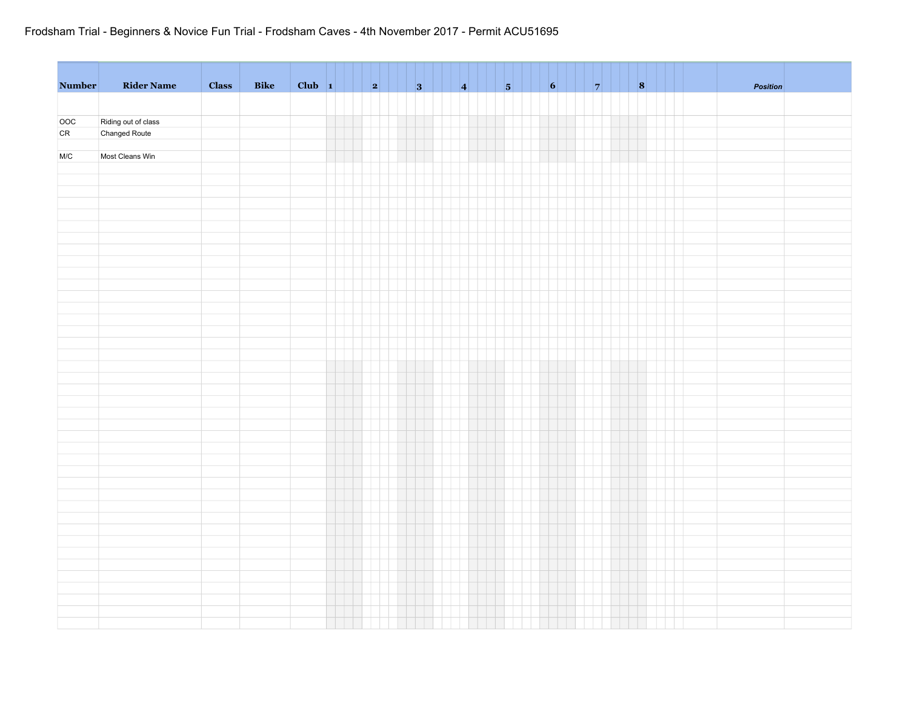Frodsham Trial - Beginners & Novice Fun Trial - Frodsham Caves - 4th November 2017 - Permit ACU51695

| Number | Rider Name | Class | Bike | Club | 1 | 2 | 3 | 4 | 5 | 6 | 7 | 8 | | *Position* | |
|---|---|---|---|---|---|---|---|---|---|---|---|---|---|---|---|
| | | | | | | | | | | | | | | | |
| OOC | Riding out of class | | | | | | | | | | | | | | |
| CR | Changed Route | | | | | | | | | | | | | | |
| | | | | | | | | | | | | | | | |
| M/C | Most Cleans Win | | | | | | | | | | | | | | |